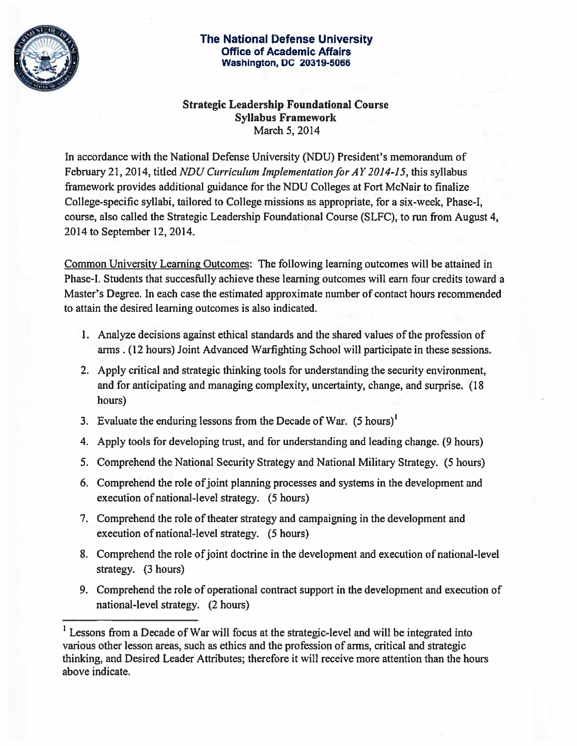**The National Defense University**
**Office of Academic Affairs**
**Washington, DC 20319-5066**

## Strategic Leadership Foundational Course
## Syllabus Framework

March 5, 2014

In accordance with the National Defense University (NDU) President's memorandum of February 21, 2014, titled *NDU Curriculum Implementation for AY 2014-15*, this syllabus framework provides additional guidance for the NDU Colleges at Fort McNair to finalize College-specific syllabi, tailored to College missions as appropriate, for a six-week, Phase-I, course, also called the Strategic Leadership Foundational Course (SLFC), to run from August 4, 2014 to September 12, 2014.

Common University Learning Outcomes: The following learning outcomes will be attained in Phase-I. Students that succesfully achieve these learning outcomes will earn four credits toward a Master's Degree. In each case the estimated approximate number of contact hours recommended to attain the desired learning outcomes is also indicated.

1. Analyze decisions against ethical standards and the shared values of the profession of arms . (12 hours) Joint Advanced Warfighting School will participate in these sessions.
2. Apply critical and strategic thinking tools for understanding the security environment, and for anticipating and managing complexity, uncertainty, change, and surprise. (18 hours)
3. Evaluate the enduring lessons from the Decade of War. (5 hours)[1]
4. Apply tools for developing trust, and for understanding and leading change. (9 hours)
5. Comprehend the National Security Strategy and National Military Strategy. (5 hours)
6. Comprehend the role of joint planning processes and systems in the development and execution of national-level strategy. (5 hours)
7. Comprehend the role of theater strategy and campaigning in the development and execution of national-level strategy. (5 hours)
8. Comprehend the role of joint doctrine in the development and execution of national-level strategy. (3 hours)
9. Comprehend the role of operational contract support in the development and execution of national-level strategy. (2 hours)

[1] Lessons from a Decade of War will focus at the strategic-level and will be integrated into various other lesson areas, such as ethics and the profession of arms, critical and strategic thinking, and Desired Leader Attributes; therefore it will receive more attention than the hours above indicate.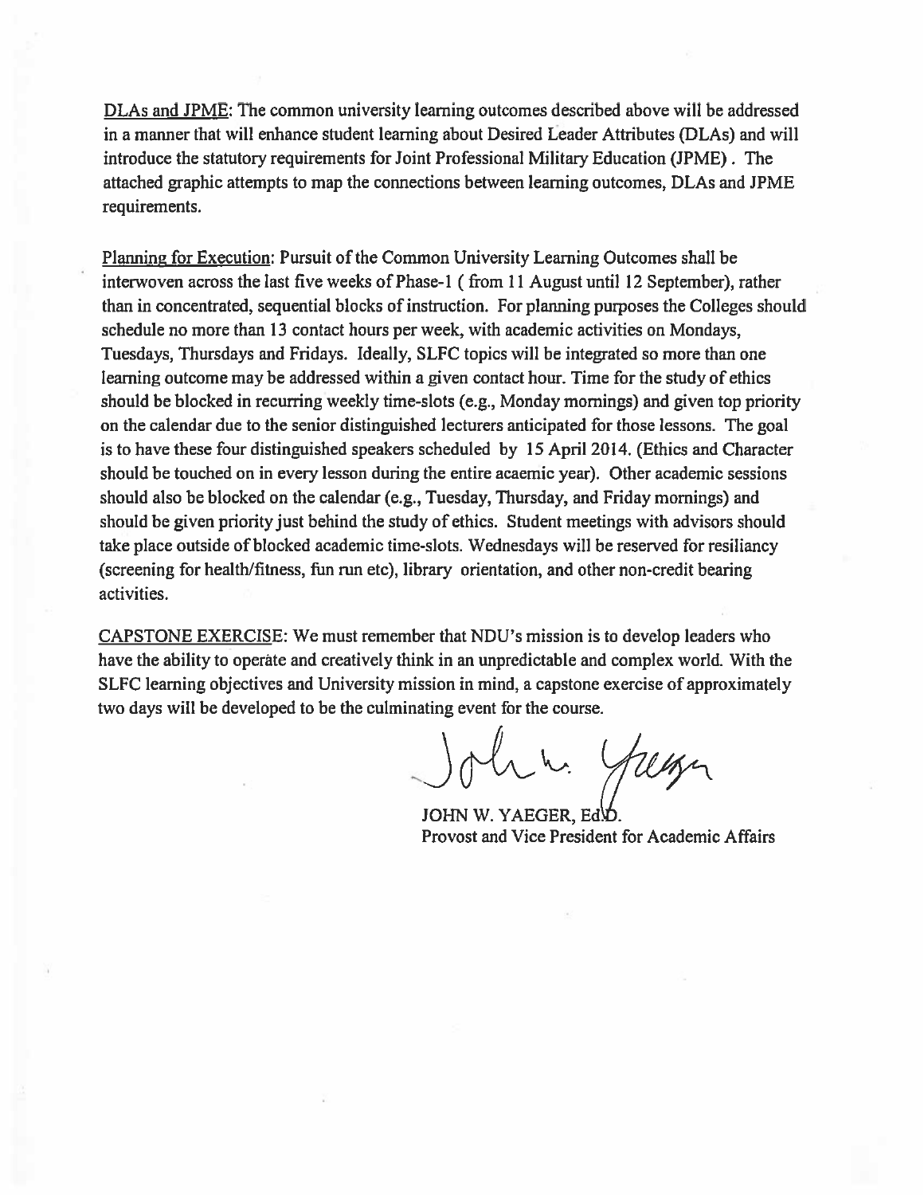DLAs and JPME: The common university learning outcomes described above will be addressed in a manner that will enhance student learning about Desired Leader Attributes (DLAs) and will introduce the statutory requirements for Joint Professional Military Education (JPME) . The attached graphic attempts to map the connections between learning outcomes, DLAs and JPME requirements.

Planning for Execution: Pursuit of the Common University Learning Outcomes shall be interwoven across the last five weeks of Phase-1 ( from 11 August until 12 September), rather than in concentrated, sequential blocks of instruction. For planning purposes the Colleges should schedule no more than 13 contact hours per week, with academic activities on Mondays, Tuesdays, Thursdays and Fridays. Ideally, SLFC topics will be integrated so more than one learning outcome may be addressed within a given contact hour. Time for the study of ethics should be blocked in recurring weekly time-slots (e.g., Monday mornings) and given top priority on the calendar due to the senior distinguished lecturers anticipated for those lessons. The goal is to have these four distinguished speakers scheduled by 15 April 2014. (Ethics and Character should be touched on in every lesson during the entire acaemic year). Other academic sessions should also be blocked on the calendar (e.g., Tuesday, Thursday, and Friday mornings) and should be given priority just behind the study of ethics. Student meetings with advisors should take place outside of blocked academic time-slots. Wednesdays will be reserved for resiliancy (screening for health/fitness, fun run etc), library orientation, and other non-credit bearing activities.

CAPSTONE EXERCISE: We must remember that NDU's mission is to develop leaders who have the ability to operate and creatively think in an unpredictable and complex world. With the SLFC learning objectives and University mission in mind, a capstone exercise of approximately two days will be developed to be the culminating event for the course.

JOHN W. YAEGER, Ed.D.
Provost and Vice President for Academic Affairs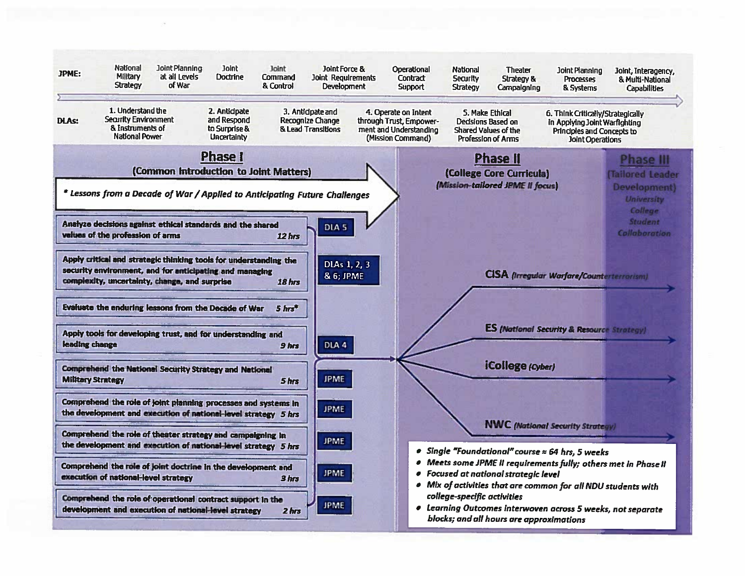**JPME:** National Military Strategy | Joint Planning at all Levels of War | Joint Doctrine | Joint Command & Control | Joint Force & Joint Requirements Development | Operational Contract Support | National Security Strategy | Theater Strategy & Campaigning | Joint Planning Processes & Systems | Joint, Interagency, & Multi-National Capabilities

**DLAs:**
1. Understand the Security Environment & Instruments of National Power
2. Anticipate and Respond to Surprise & Uncertainty
3. Anticipate and Recognize Change & Lead Transitions
4. Operate on Intent through Trust, Empowerment and Understanding (Mission Command)
5. Make Ethical Decisions Based on Shared Values of the Profession of Arms
6. Think Critically/Strategically in Applying Joint Warfighting Principles and Concepts to Joint Operations

## Phase I

**(Common Introduction to Joint Matters)**

*\* Lessons from a Decade of War / Applied to Anticipating Future Challenges*

- Analyze decisions against ethical standards and the shared values of the profession of arms — *12 hrs* — DLA 5
- Apply critical and strategic thinking tools for understanding the security environment, and for anticipating and managing complexity, uncertainty, change, and surprise — *18 hrs* — DLAs 1, 2, 3 & 6; JPME
- Evaluate the enduring lessons from the Decade of War — *5 hrs\**
- Apply tools for developing trust, and for understanding and leading change — *9 hrs* — DLA 4
- Comprehend the National Security Strategy and National Military Strategy — *5 hrs* — JPME
- Comprehend the role of joint planning processes and systems in the development and execution of national-level strategy — *5 hrs* — JPME
- Comprehend the role of theater strategy and campaigning in the development and execution of national-level strategy — *5 hrs* — JPME
- Comprehend the role of joint doctrine in the development and execution of national-level strategy — *3 hrs* — JPME
- Comprehend the role of operational contract support in the development and execution of national-level strategy — *2 hrs* — JPME

## Phase II

**(College Core Curricula)**

***(Mission-tailored JPME II focus)***

- **CISA** *(Irregular Warfare/Counterterrorism)*
- **ES** *(National Security & Resource Strategy)*
- **iCollege** *(Cyber)*
- **NWC** *(National Security Strategy)*

## Phase III

**(Tailored Leader Development)**

*University*
*College*
*Student*
*Collaboration*

- *Single "Foundational" course ≈ 64 hrs, 5 weeks*
- *Meets some JPME II requirements fully; others met in Phase II*
- *Focused at national strategic level*
- *Mix of activities that are common for all NDU students with college-specific activities*
- *Learning Outcomes interwoven across 5 weeks, not separate blocks; and all hours are approximations*